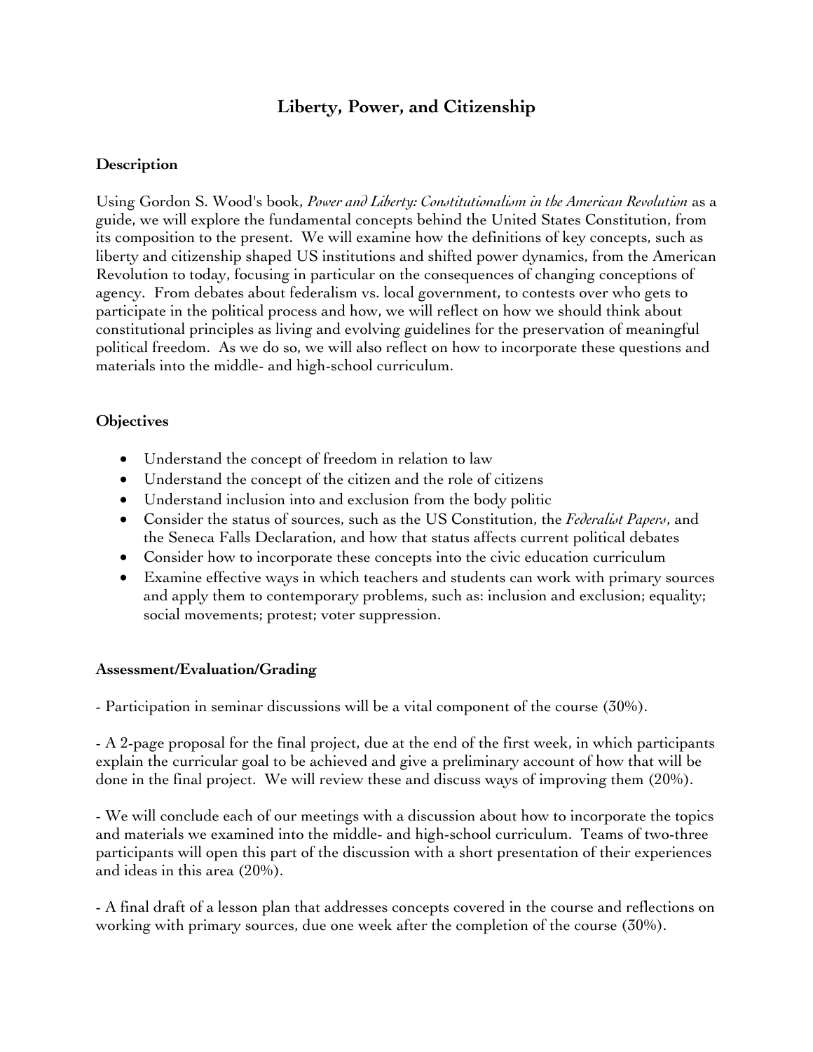# Liberty, Power, and Citizenship

## Description

Using Gordon S. Wood's book, *Power and Liberty: Constitutionalism in the American Revolution* as a guide, we will explore the fundamental concepts behind the United States Constitution, from its composition to the present. We will examine how the definitions of key concepts, such as liberty and citizenship shaped US institutions and shifted power dynamics, from the American Revolution to today, focusing in particular on the consequences of changing conceptions of agency. From debates about federalism vs. local government, to contests over who gets to participate in the political process and how, we will reflect on how we should think about constitutional principles as living and evolving guidelines for the preservation of meaningful political freedom. As we do so, we will also reflect on how to incorporate these questions and materials into the middle- and high-school curriculum.

## Objectives

- Understand the concept of freedom in relation to law
- Understand the concept of the citizen and the role of citizens
- Understand inclusion into and exclusion from the body politic
- Consider the status of sources, such as the US Constitution, the *Federalist Papers*, and the Seneca Falls Declaration, and how that status affects current political debates
- Consider how to incorporate these concepts into the civic education curriculum
- Examine effective ways in which teachers and students can work with primary sources and apply them to contemporary problems, such as: inclusion and exclusion; equality; social movements; protest; voter suppression.

## Assessment/Evaluation/Grading

- Participation in seminar discussions will be a vital component of the course (30%).

- A 2-page proposal for the final project, due at the end of the first week, in which participants explain the curricular goal to be achieved and give a preliminary account of how that will be done in the final project. We will review these and discuss ways of improving them (20%).

- We will conclude each of our meetings with a discussion about how to incorporate the topics and materials we examined into the middle- and high-school curriculum. Teams of two-three participants will open this part of the discussion with a short presentation of their experiences and ideas in this area (20%).

- A final draft of a lesson plan that addresses concepts covered in the course and reflections on working with primary sources, due one week after the completion of the course (30%).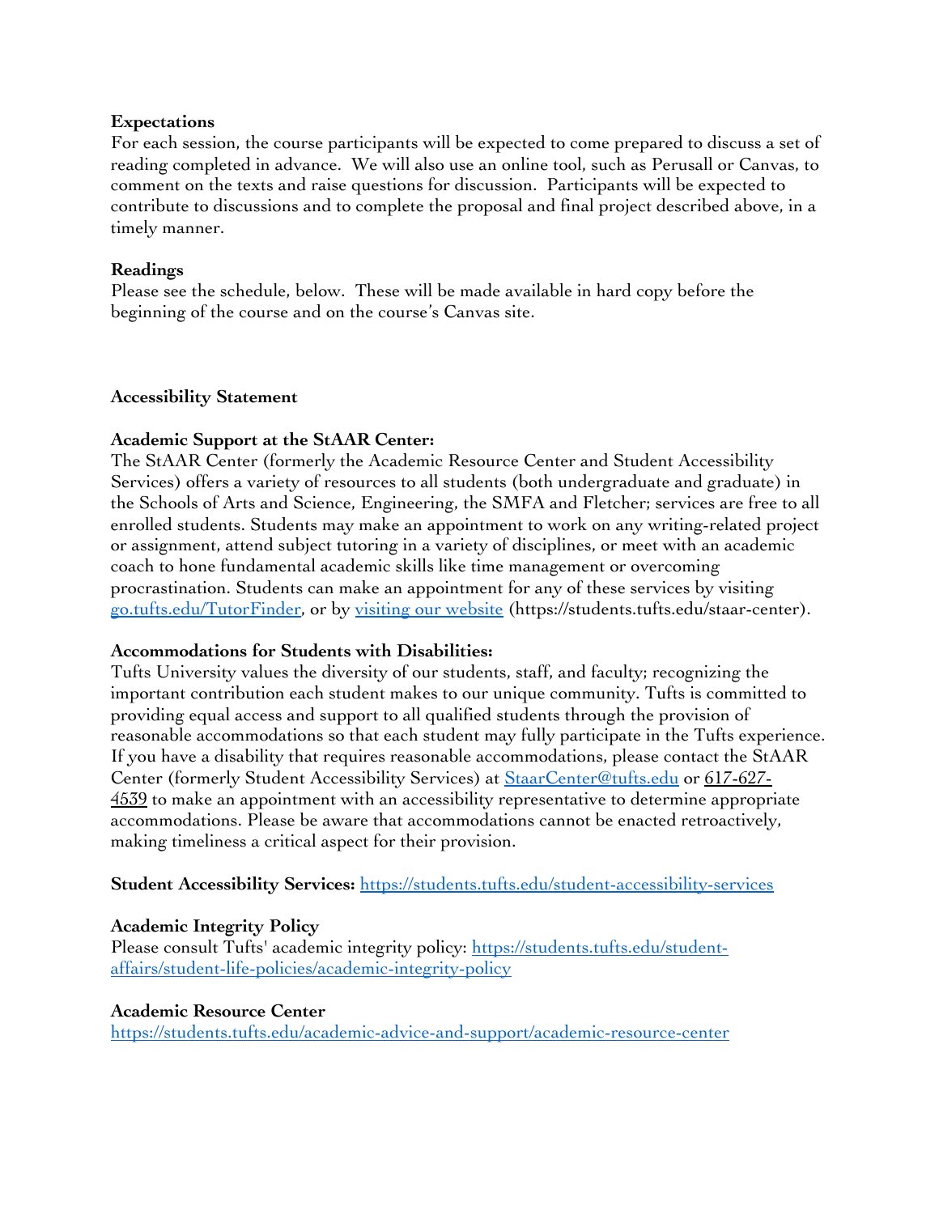**Expectations**

For each session, the course participants will be expected to come prepared to discuss a set of reading completed in advance. We will also use an online tool, such as Perusall or Canvas, to comment on the texts and raise questions for discussion. Participants will be expected to contribute to discussions and to complete the proposal and final project described above, in a timely manner.

**Readings**

Please see the schedule, below. These will be made available in hard copy before the beginning of the course and on the course's Canvas site.

**Accessibility Statement**

**Academic Support at the StAAR Center:**

The StAAR Center (formerly the Academic Resource Center and Student Accessibility Services) offers a variety of resources to all students (both undergraduate and graduate) in the Schools of Arts and Science, Engineering, the SMFA and Fletcher; services are free to all enrolled students. Students may make an appointment to work on any writing-related project or assignment, attend subject tutoring in a variety of disciplines, or meet with an academic coach to hone fundamental academic skills like time management or overcoming procrastination. Students can make an appointment for any of these services by visiting go.tufts.edu/TutorFinder, or by visiting our website (https://students.tufts.edu/staar-center).

**Accommodations for Students with Disabilities:**

Tufts University values the diversity of our students, staff, and faculty; recognizing the important contribution each student makes to our unique community. Tufts is committed to providing equal access and support to all qualified students through the provision of reasonable accommodations so that each student may fully participate in the Tufts experience. If you have a disability that requires reasonable accommodations, please contact the StAAR Center (formerly Student Accessibility Services) at StaarCenter@tufts.edu or 617-627-4539 to make an appointment with an accessibility representative to determine appropriate accommodations. Please be aware that accommodations cannot be enacted retroactively, making timeliness a critical aspect for their provision.

**Student Accessibility Services:** https://students.tufts.edu/student-accessibility-services

**Academic Integrity Policy**

Please consult Tufts' academic integrity policy: https://students.tufts.edu/student-affairs/student-life-policies/academic-integrity-policy

**Academic Resource Center**

https://students.tufts.edu/academic-advice-and-support/academic-resource-center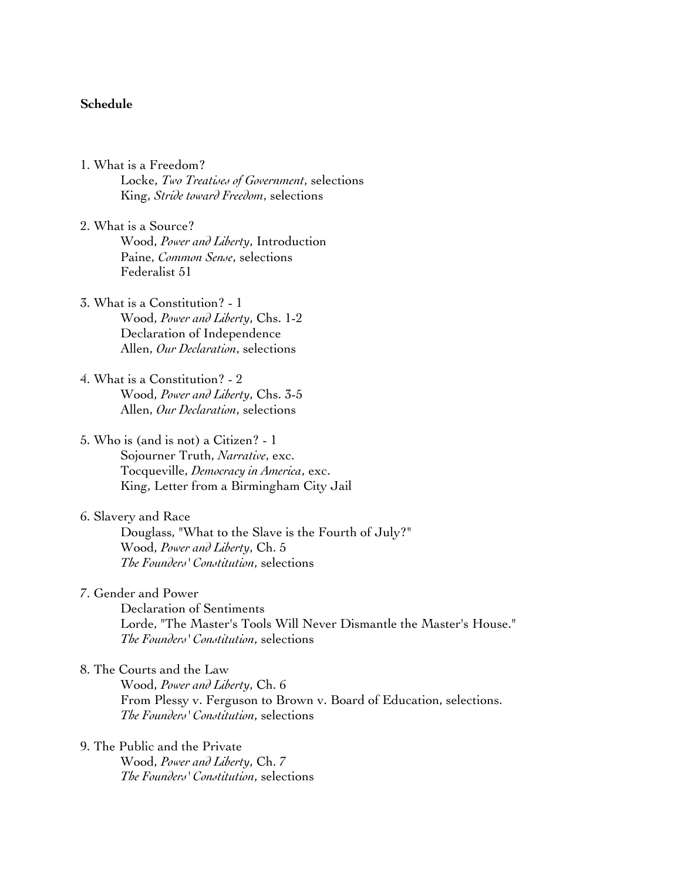**Schedule**

1. What is a Freedom?
    Locke, *Two Treatises of Government*, selections
    King, *Stride toward Freedom*, selections

2. What is a Source?
    Wood, *Power and Liberty*, Introduction
    Paine, *Common Sense*, selections
    Federalist 51

3. What is a Constitution? - 1
    Wood, *Power and Liberty*, Chs. 1-2
    Declaration of Independence
    Allen, *Our Declaration*, selections

4. What is a Constitution? - 2
    Wood, *Power and Liberty*, Chs. 3-5
    Allen, *Our Declaration*, selections

5. Who is (and is not) a Citizen? - 1
    Sojourner Truth, *Narrative*, exc.
    Tocqueville, *Democracy in America*, exc.
    King, Letter from a Birmingham City Jail

6. Slavery and Race
    Douglass, "What to the Slave is the Fourth of July?"
    Wood, *Power and Liberty*, Ch. 5
    *The Founders' Constitution*, selections

7. Gender and Power
    Declaration of Sentiments
    Lorde, "The Master's Tools Will Never Dismantle the Master's House."
    *The Founders' Constitution*, selections

8. The Courts and the Law
    Wood, *Power and Liberty*, Ch. 6
    From Plessy v. Ferguson to Brown v. Board of Education, selections.
    *The Founders' Constitution*, selections

9. The Public and the Private
    Wood, *Power and Liberty*, Ch. 7
    *The Founders' Constitution*, selections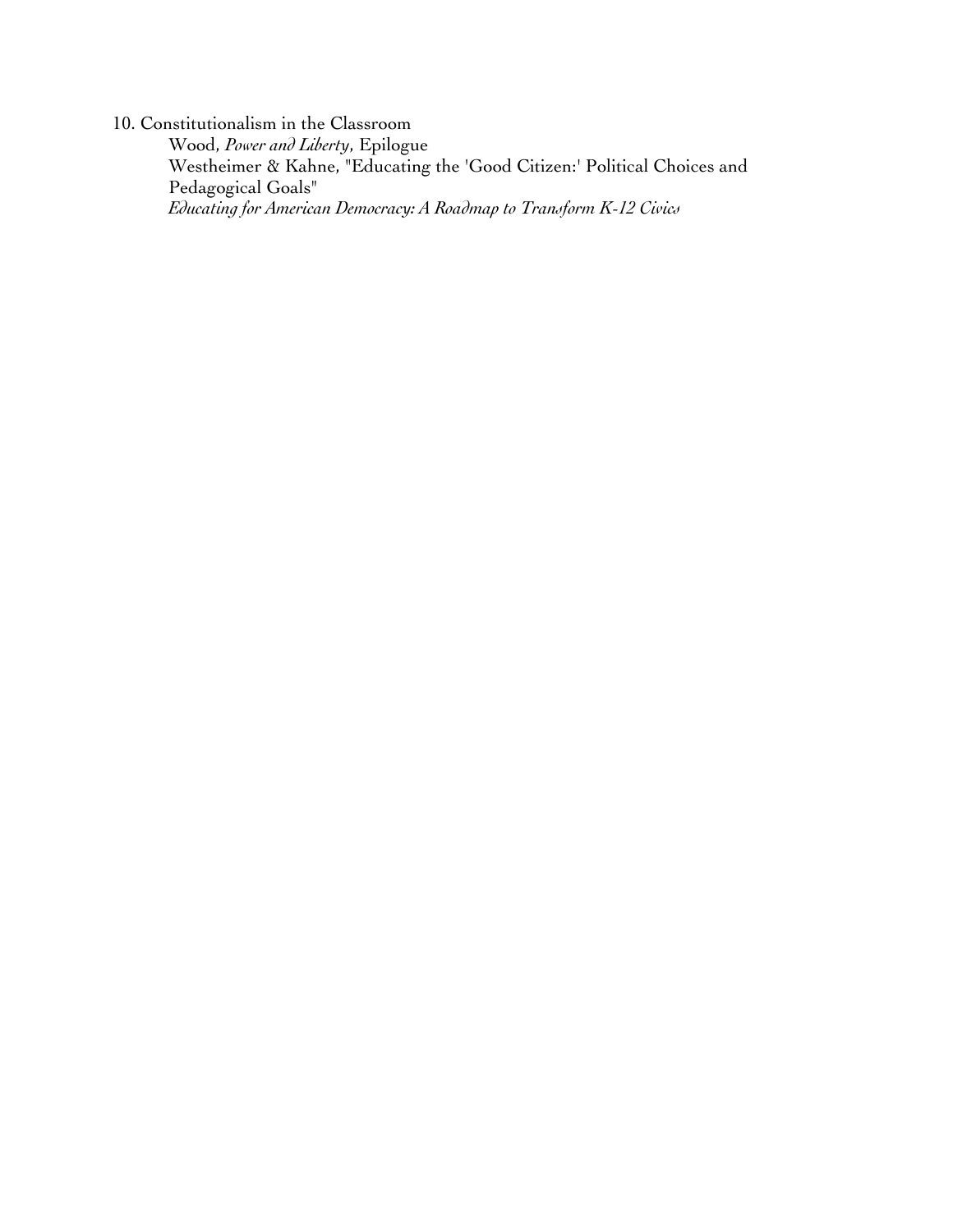10. Constitutionalism in the Classroom

    Wood, *Power and Liberty*, Epilogue

    Westheimer & Kahne, "Educating the 'Good Citizen:' Political Choices and Pedagogical Goals"

    *Educating for American Democracy: A Roadmap to Transform K-12 Civics*